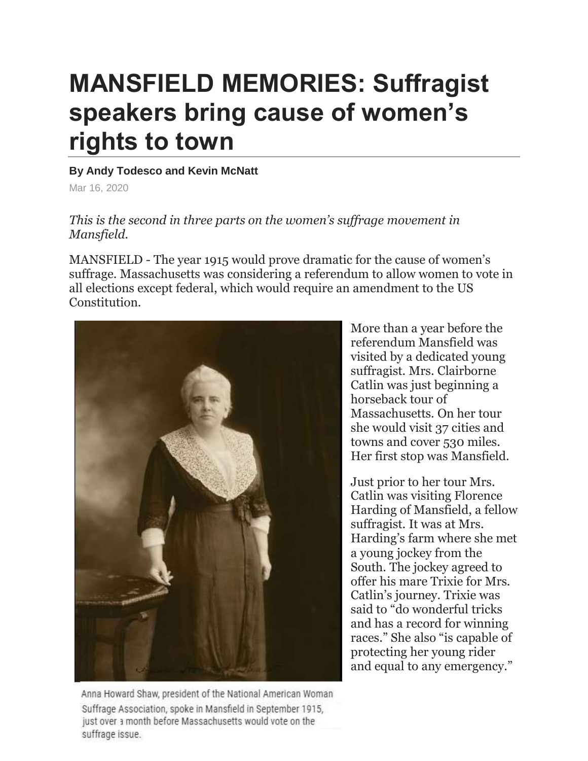# MANSFIELD MEMORIES: Suffragist speakers bring cause of women's rights to town

**By Andy Todesco and Kevin McNatt**

Mar 16, 2020

*This is the second in three parts on the women's suffrage movement in Mansfield.*

MANSFIELD - The year 1915 would prove dramatic for the cause of women's suffrage. Massachusetts was considering a referendum to allow women to vote in all elections except federal, which would require an amendment to the US Constitution.

Anna Howard Shaw, president of the National American Woman Suffrage Association, spoke in Mansfield in September 1915, just over a month before Massachusetts would vote on the suffrage issue.

More than a year before the referendum Mansfield was visited by a dedicated young suffragist. Mrs. Clairborne Catlin was just beginning a horseback tour of Massachusetts. On her tour she would visit 37 cities and towns and cover 530 miles. Her first stop was Mansfield.

Just prior to her tour Mrs. Catlin was visiting Florence Harding of Mansfield, a fellow suffragist. It was at Mrs. Harding's farm where she met a young jockey from the South. The jockey agreed to offer his mare Trixie for Mrs. Catlin's journey. Trixie was said to "do wonderful tricks and has a record for winning races." She also "is capable of protecting her young rider and equal to any emergency."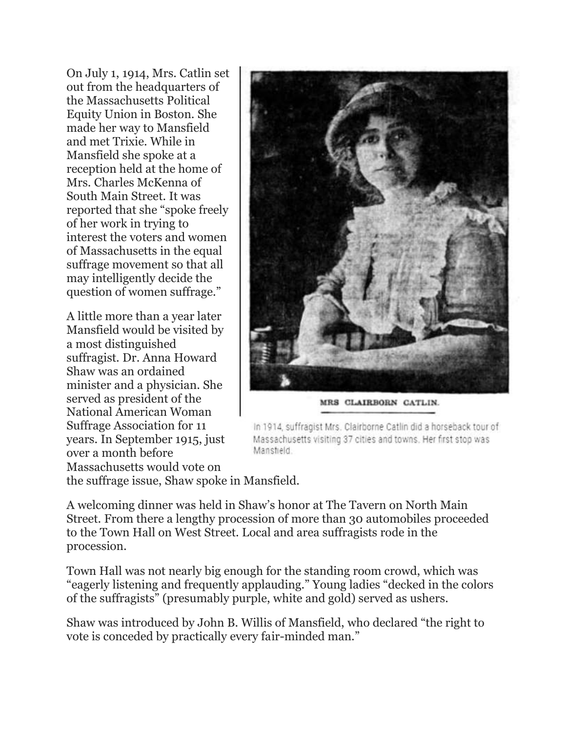On July 1, 1914, Mrs. Catlin set out from the headquarters of the Massachusetts Political Equity Union in Boston. She made her way to Mansfield and met Trixie. While in Mansfield she spoke at a reception held at the home of Mrs. Charles McKenna of South Main Street. It was reported that she "spoke freely of her work in trying to interest the voters and women of Massachusetts in the equal suffrage movement so that all may intelligently decide the question of women suffrage."

MRS CLAIRBORN CATLIN.

In 1914, suffragist Mrs. Clairborne Catlin did a horseback tour of Massachusetts visiting 37 cities and towns. Her first stop was Mansfield.

A little more than a year later Mansfield would be visited by a most distinguished suffragist. Dr. Anna Howard Shaw was an ordained minister and a physician. She served as president of the National American Woman Suffrage Association for 11 years. In September 1915, just over a month before Massachusetts would vote on the suffrage issue, Shaw spoke in Mansfield.

A welcoming dinner was held in Shaw's honor at The Tavern on North Main Street. From there a lengthy procession of more than 30 automobiles proceeded to the Town Hall on West Street. Local and area suffragists rode in the procession.

Town Hall was not nearly big enough for the standing room crowd, which was "eagerly listening and frequently applauding." Young ladies "decked in the colors of the suffragists" (presumably purple, white and gold) served as ushers.

Shaw was introduced by John B. Willis of Mansfield, who declared "the right to vote is conceded by practically every fair-minded man."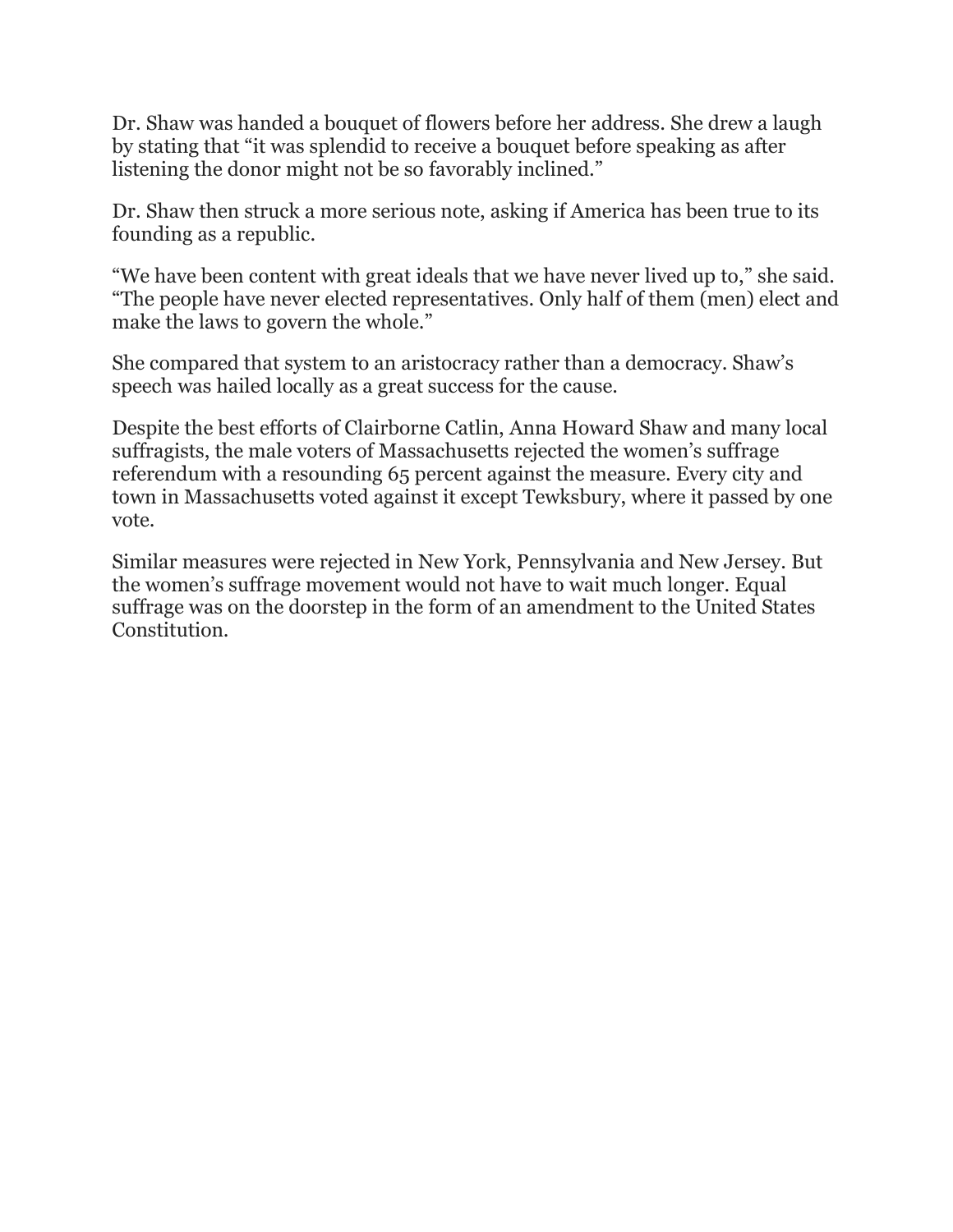Dr. Shaw was handed a bouquet of flowers before her address. She drew a laugh by stating that "it was splendid to receive a bouquet before speaking as after listening the donor might not be so favorably inclined."

Dr. Shaw then struck a more serious note, asking if America has been true to its founding as a republic.

"We have been content with great ideals that we have never lived up to," she said. "The people have never elected representatives. Only half of them (men) elect and make the laws to govern the whole."

She compared that system to an aristocracy rather than a democracy. Shaw's speech was hailed locally as a great success for the cause.

Despite the best efforts of Clairborne Catlin, Anna Howard Shaw and many local suffragists, the male voters of Massachusetts rejected the women's suffrage referendum with a resounding 65 percent against the measure. Every city and town in Massachusetts voted against it except Tewksbury, where it passed by one vote.

Similar measures were rejected in New York, Pennsylvania and New Jersey. But the women's suffrage movement would not have to wait much longer. Equal suffrage was on the doorstep in the form of an amendment to the United States Constitution.